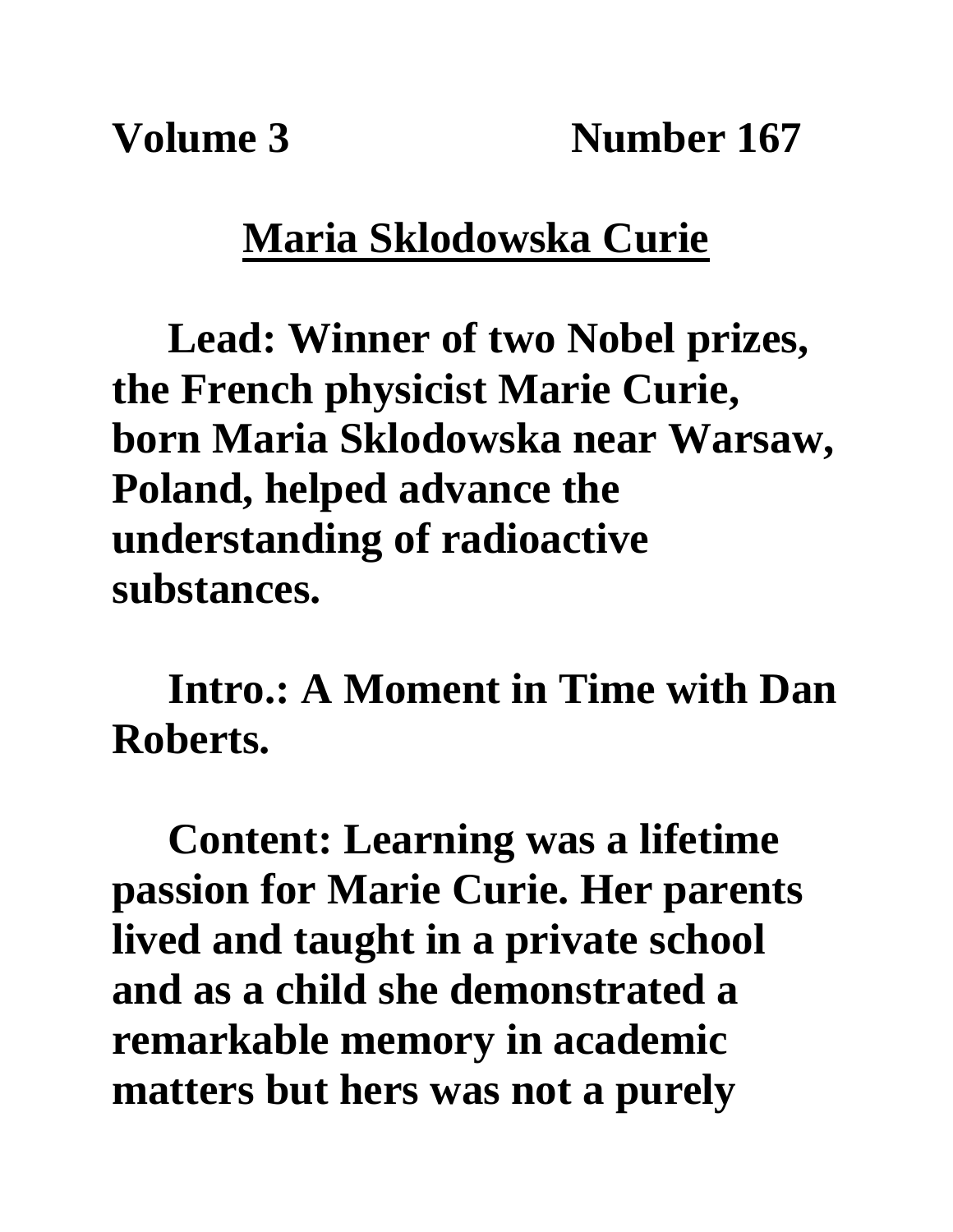**Volume 3 Number 167**

# Maria Sklodowska Curie

**Lead: Winner of two Nobel prizes, the French physicist Marie Curie, born Maria Sklodowska near Warsaw, Poland, helped advance the understanding of radioactive substances.**

**Intro.: A Moment in Time with Dan Roberts.**

**Content: Learning was a lifetime passion for Marie Curie. Her parents lived and taught in a private school and as a child she demonstrated a remarkable memory in academic matters but hers was not a purely**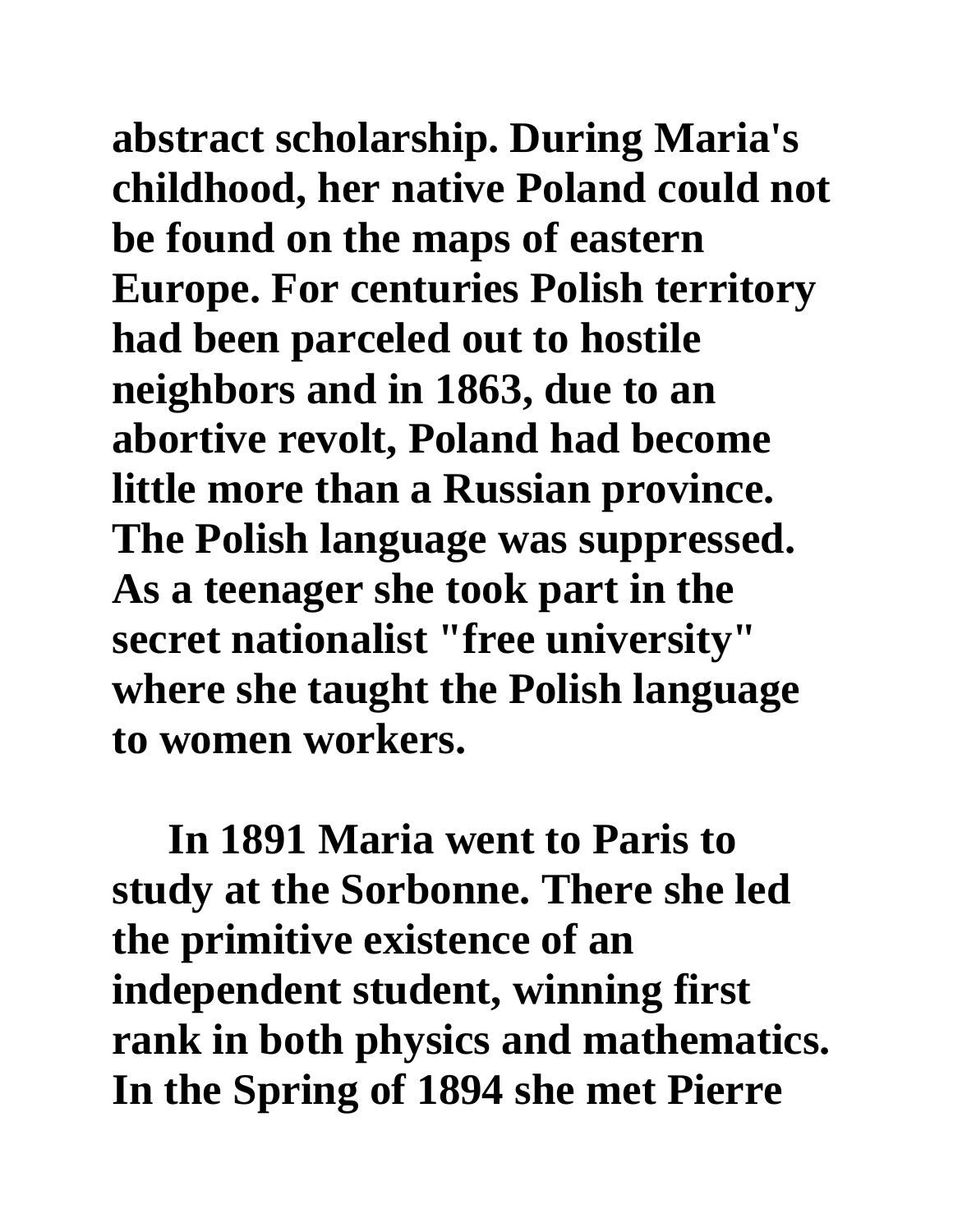abstract scholarship. During Maria's childhood, her native Poland could not be found on the maps of eastern Europe. For centuries Polish territory had been parceled out to hostile neighbors and in 1863, due to an abortive revolt, Poland had become little more than a Russian province. The Polish language was suppressed. As a teenager she took part in the secret nationalist "free university" where she taught the Polish language to women workers.

In 1891 Maria went to Paris to study at the Sorbonne. There she led the primitive existence of an independent student, winning first rank in both physics and mathematics. In the Spring of 1894 she met Pierre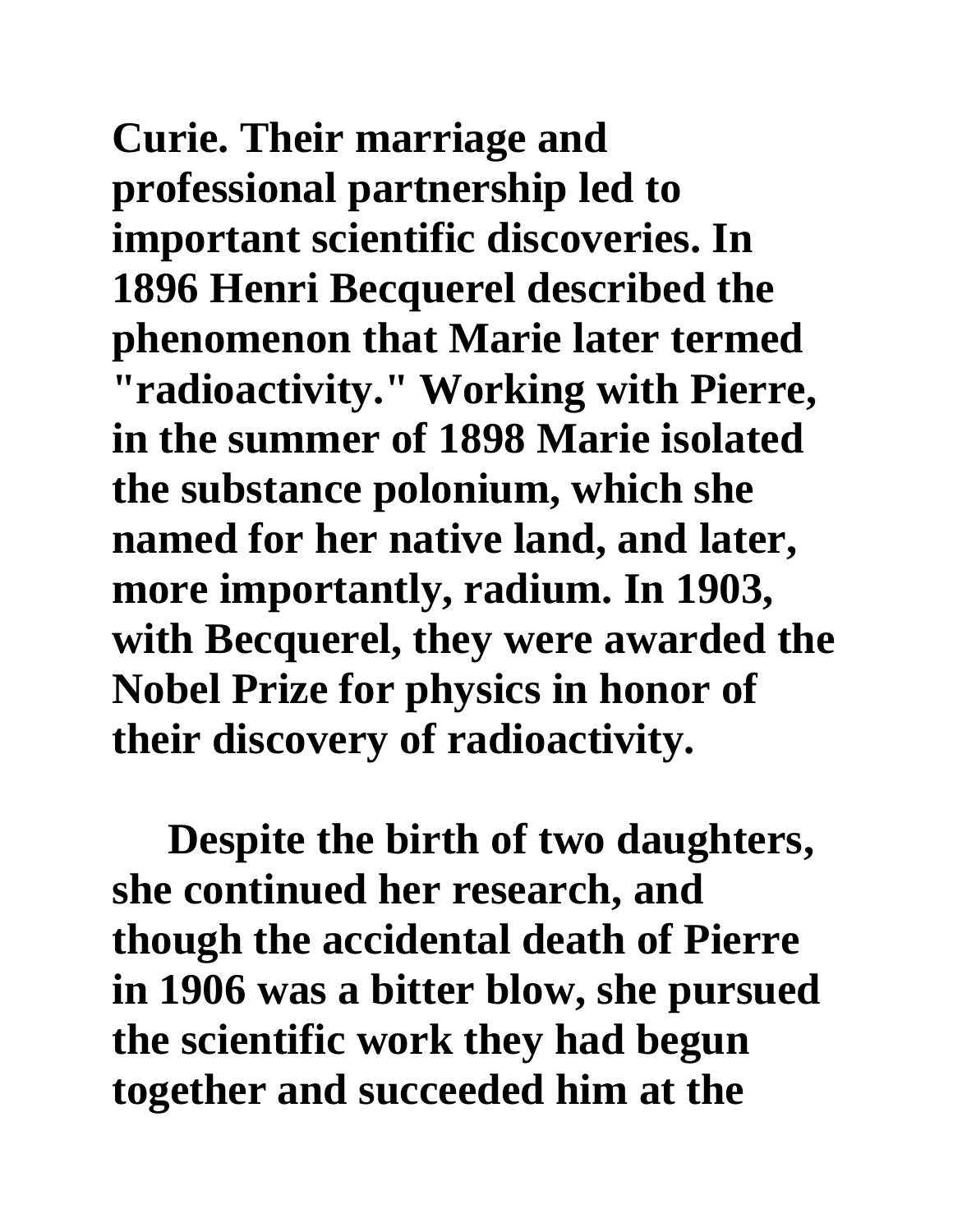**Curie. Their marriage and professional partnership led to important scientific discoveries. In 1896 Henri Becquerel described the phenomenon that Marie later termed "radioactivity." Working with Pierre, in the summer of 1898 Marie isolated the substance polonium, which she named for her native land, and later, more importantly, radium. In 1903, with Becquerel, they were awarded the Nobel Prize for physics in honor of their discovery of radioactivity.**

**Despite the birth of two daughters, she continued her research, and though the accidental death of Pierre in 1906 was a bitter blow, she pursued the scientific work they had begun together and succeeded him at the**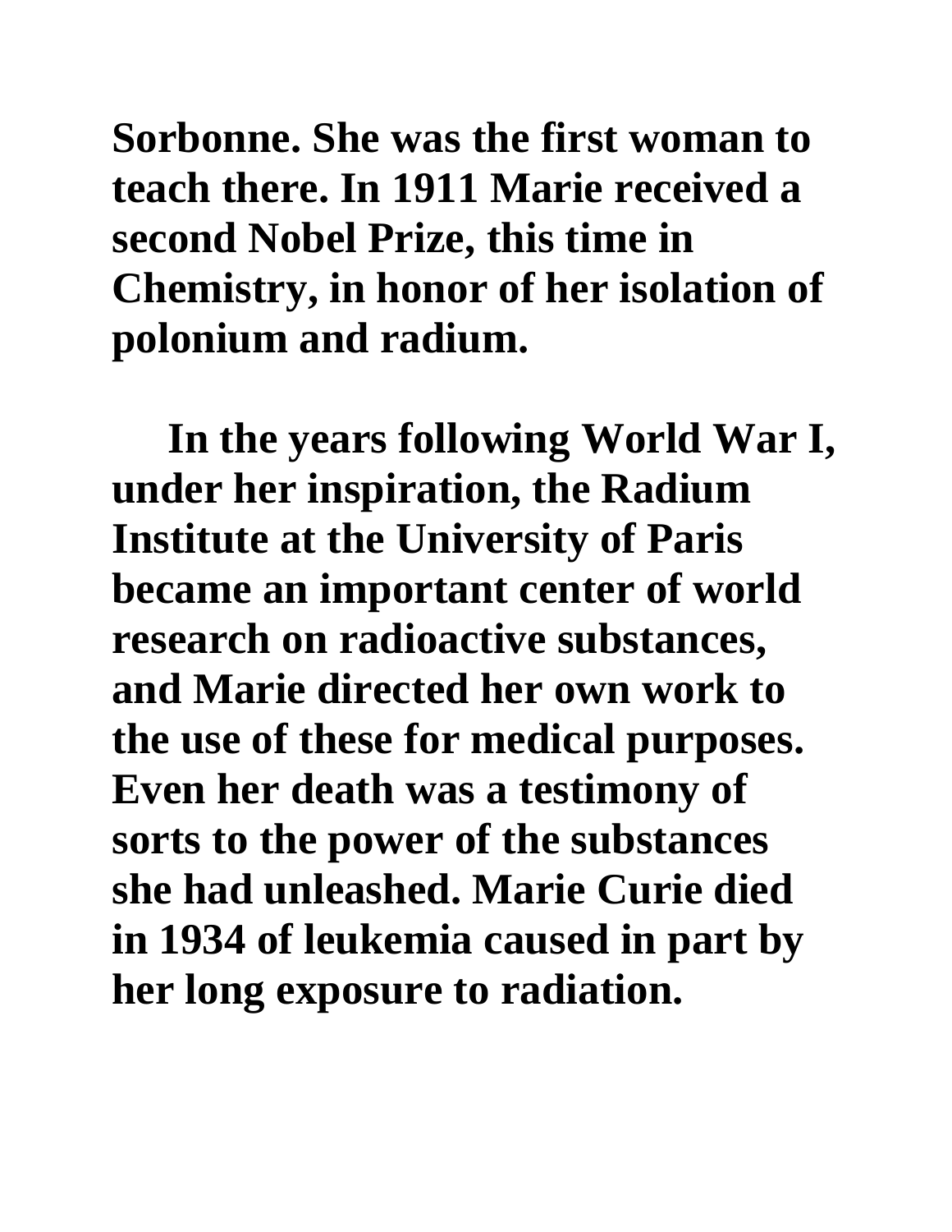**Sorbonne. She was the first woman to teach there. In 1911 Marie received a second Nobel Prize, this time in Chemistry, in honor of her isolation of polonium and radium.**

**In the years following World War I, under her inspiration, the Radium Institute at the University of Paris became an important center of world research on radioactive substances, and Marie directed her own work to the use of these for medical purposes. Even her death was a testimony of sorts to the power of the substances she had unleashed. Marie Curie died in 1934 of leukemia caused in part by her long exposure to radiation.**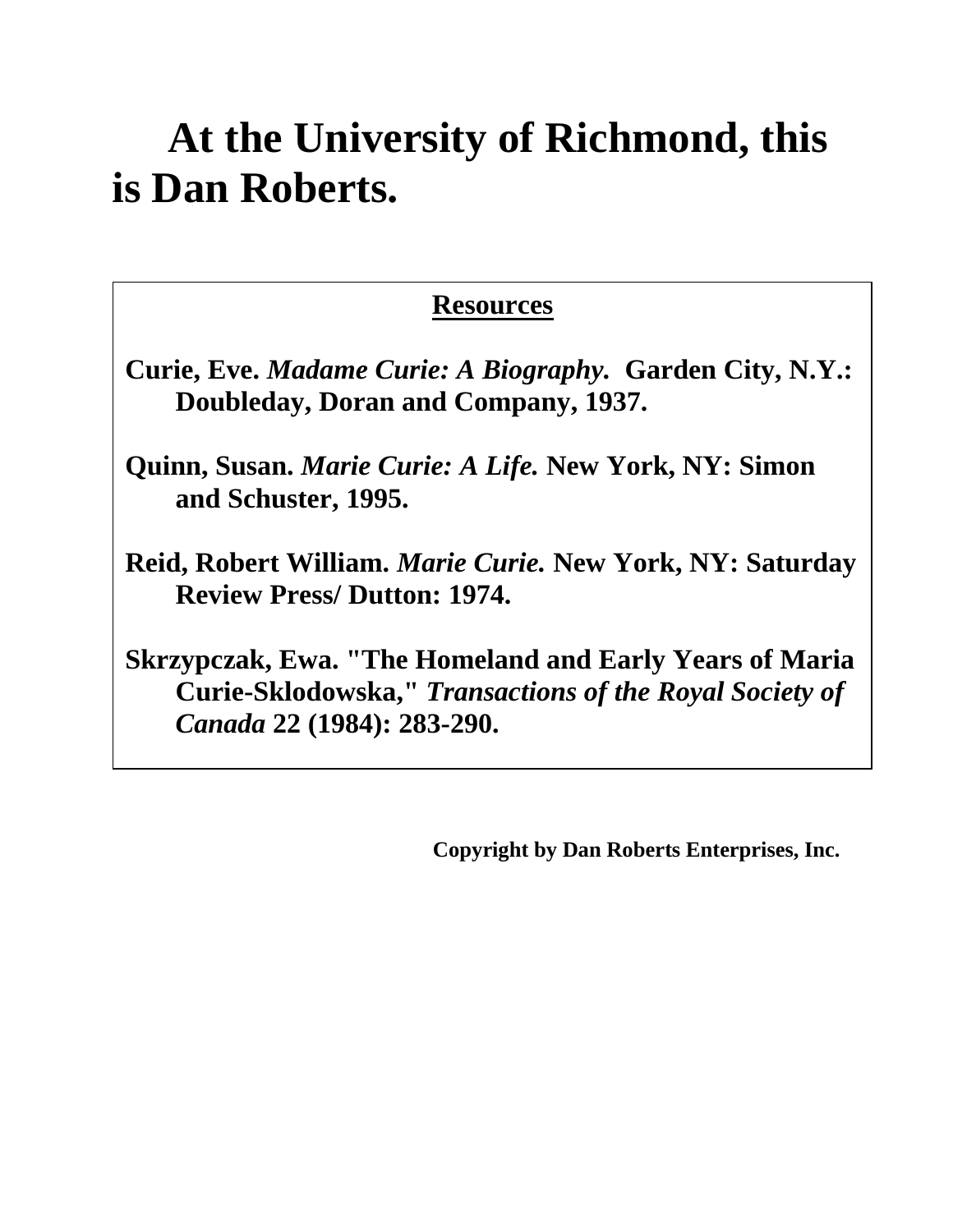**At the University of Richmond, this is Dan Roberts.**

## Resources

**Curie, Eve. *Madame Curie: A Biography.* Garden City, N.Y.: Doubleday, Doran and Company, 1937.**

**Quinn, Susan. *Marie Curie: A Life.* New York, NY: Simon and Schuster, 1995.**

**Reid, Robert William. *Marie Curie.* New York, NY: Saturday Review Press/ Dutton: 1974.**

**Skrzypczak, Ewa. "The Homeland and Early Years of Maria Curie-Sklodowska," *Transactions of the Royal Society of Canada* 22 (1984): 283-290.**

**Copyright by Dan Roberts Enterprises, Inc.**